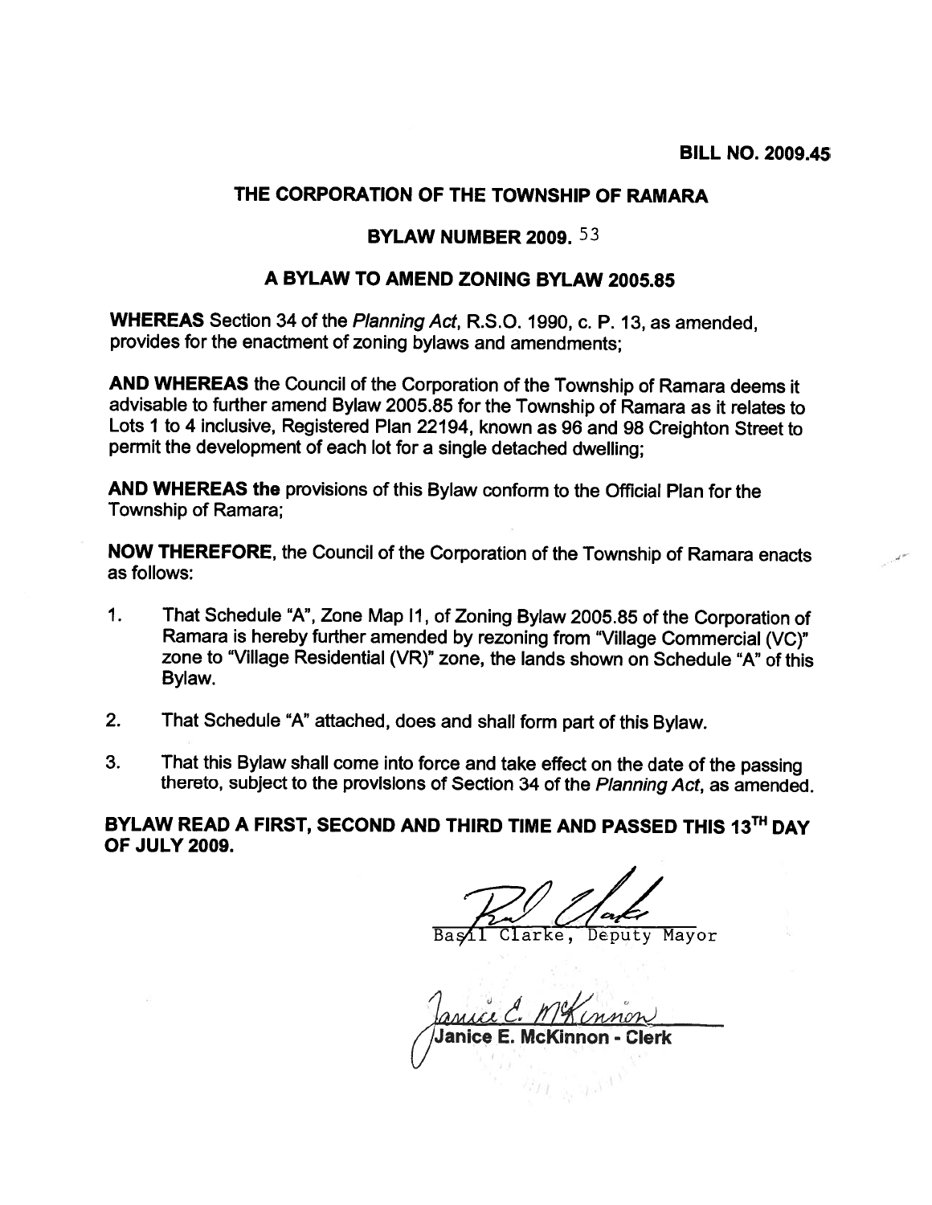**BILL NO. 2009.45**

## THE CORPORATION OF THE TOWNSHIP OF RAMARA

## BYLAW NUMBER 2009. 53

## A BYLAW TO AMEND ZONING BYLAW 2005.85

**WHEREAS** Section 34 of the *Planning Act*, R.S.O. 1990, c. P. 13, as amended, provides for the enactment of zoning bylaws and amendments;

**AND WHEREAS** the Council of the Corporation of the Township of Ramara deems it advisable to further amend Bylaw 2005.85 for the Township of Ramara as it relates to Lots 1 to 4 inclusive, Registered Plan 22194, known as 96 and 98 Creighton Street to permit the development of each lot for a single detached dwelling;

**AND WHEREAS the** provisions of this Bylaw conform to the Official Plan for the Township of Ramara;

**NOW THEREFORE**, the Council of the Corporation of the Township of Ramara enacts as follows:

1. That Schedule "A", Zone Map I1, of Zoning Bylaw 2005.85 of the Corporation of Ramara is hereby further amended by rezoning from "Village Commercial (VC)" zone to "Village Residential (VR)" zone, the lands shown on Schedule "A" of this Bylaw.

2. That Schedule "A" attached, does and shall form part of this Bylaw.

3. That this Bylaw shall come into force and take effect on the date of the passing thereto, subject to the provisions of Section 34 of the *Planning Act*, as amended.

**BYLAW READ A FIRST, SECOND AND THIRD TIME AND PASSED THIS 13TH DAY OF JULY 2009.**

Basil Clarke, Deputy Mayor

Janice E. McKinnon - Clerk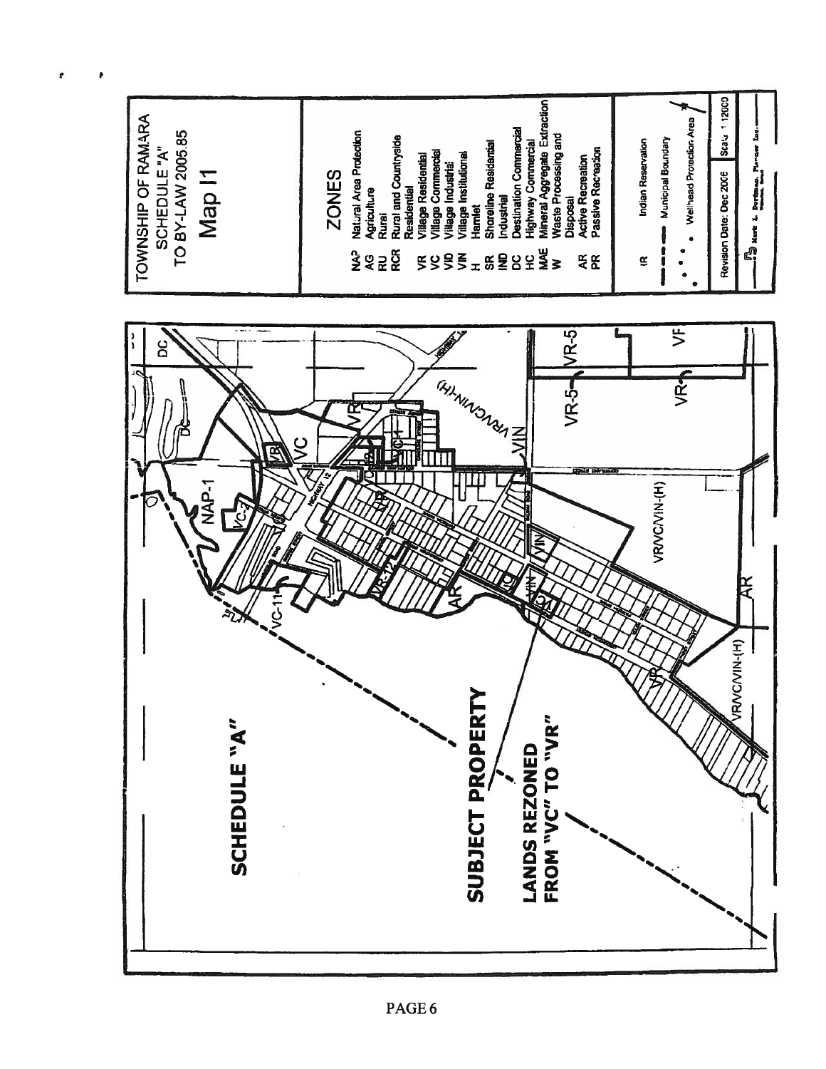TOWNSHIP OF RAMARA
SCHEDULE "A"
TO BY-LAW 2005.85
Map I1

ZONES

| | |
|---|---|
| NAP | Natural Area Protection |
| AG | Agriculture |
| RU | Rural |
| RCR | Rural and Countryside Residential |
| VR | Village Residential |
| VC | Village Commercial |
| VID | Village Industrial |
| VIN | Village Institutional |
| H | Hamlet |
| SR | Shoreline Residential |
| IND | Industrial |
| DC | Destination Commercial |
| HC | Highway Commercial |
| MAE | Mineral Aggregate Extraction |
| W | Waste Processing and Disposal |
| AR | Active Recreation |
| PR | Passive Recreation |

IR Indian Reservation

Municipal Boundary

Wellhead Protection Area

Revision Date: Dec 2006

Scale 1:12000

Mark L. Dorfman, Planner Inc.

SCHEDULE "A"

SUBJECT PROPERTY

LANDS REZONED FROM "VC" TO "VR"

NAP-1

VC-2

VC-11

VR-12

VC

VR

DC

AR

VIN

VR/VC/VIN-(H)

VR-5

VF

HIGHWAY 12